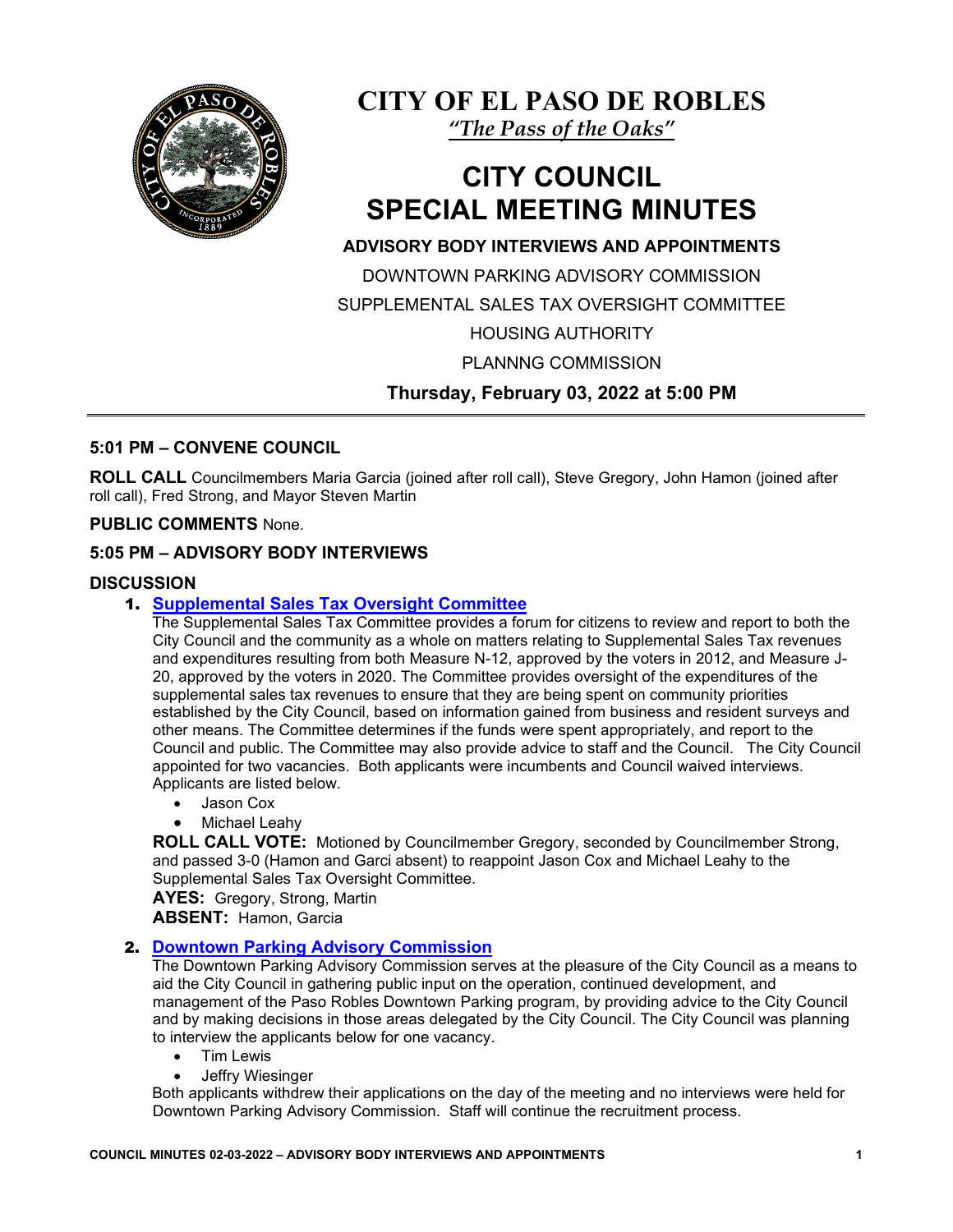# CITY OF EL PASO DE ROBLES

*"The Pass of the Oaks"*

# CITY COUNCIL SPECIAL MEETING MINUTES

**ADVISORY BODY INTERVIEWS AND APPOINTMENTS**

DOWNTOWN PARKING ADVISORY COMMISSION

SUPPLEMENTAL SALES TAX OVERSIGHT COMMITTEE

HOUSING AUTHORITY

PLANNNG COMMISSION

**Thursday, February 03, 2022 at 5:00 PM**

---

### 5:01 PM – CONVENE COUNCIL

**ROLL CALL** Councilmembers Maria Garcia (joined after roll call), Steve Gregory, John Hamon (joined after roll call), Fred Strong, and Mayor Steven Martin

**PUBLIC COMMENTS** None.

### 5:05 PM – ADVISORY BODY INTERVIEWS

### DISCUSSION

1. **Supplemental Sales Tax Oversight Committee**

   The Supplemental Sales Tax Committee provides a forum for citizens to review and report to both the City Council and the community as a whole on matters relating to Supplemental Sales Tax revenues and expenditures resulting from both Measure N-12, approved by the voters in 2012, and Measure J-20, approved by the voters in 2020. The Committee provides oversight of the expenditures of the supplemental sales tax revenues to ensure that they are being spent on community priorities established by the City Council, based on information gained from business and resident surveys and other means. The Committee determines if the funds were spent appropriately, and report to the Council and public. The Committee may also provide advice to staff and the Council. The City Council appointed for two vacancies. Both applicants were incumbents and Council waived interviews. Applicants are listed below.

   - Jason Cox
   - Michael Leahy

   **ROLL CALL VOTE:** Motioned by Councilmember Gregory, seconded by Councilmember Strong, and passed 3-0 (Hamon and Garci absent) to reappoint Jason Cox and Michael Leahy to the Supplemental Sales Tax Oversight Committee.

   **AYES:** Gregory, Strong, Martin

   **ABSENT:** Hamon, Garcia

2. **Downtown Parking Advisory Commission**

   The Downtown Parking Advisory Commission serves at the pleasure of the City Council as a means to aid the City Council in gathering public input on the operation, continued development, and management of the Paso Robles Downtown Parking program, by providing advice to the City Council and by making decisions in those areas delegated by the City Council. The City Council was planning to interview the applicants below for one vacancy.

   - Tim Lewis
   - Jeffry Wiesinger

   Both applicants withdrew their applications on the day of the meeting and no interviews were held for Downtown Parking Advisory Commission. Staff will continue the recruitment process.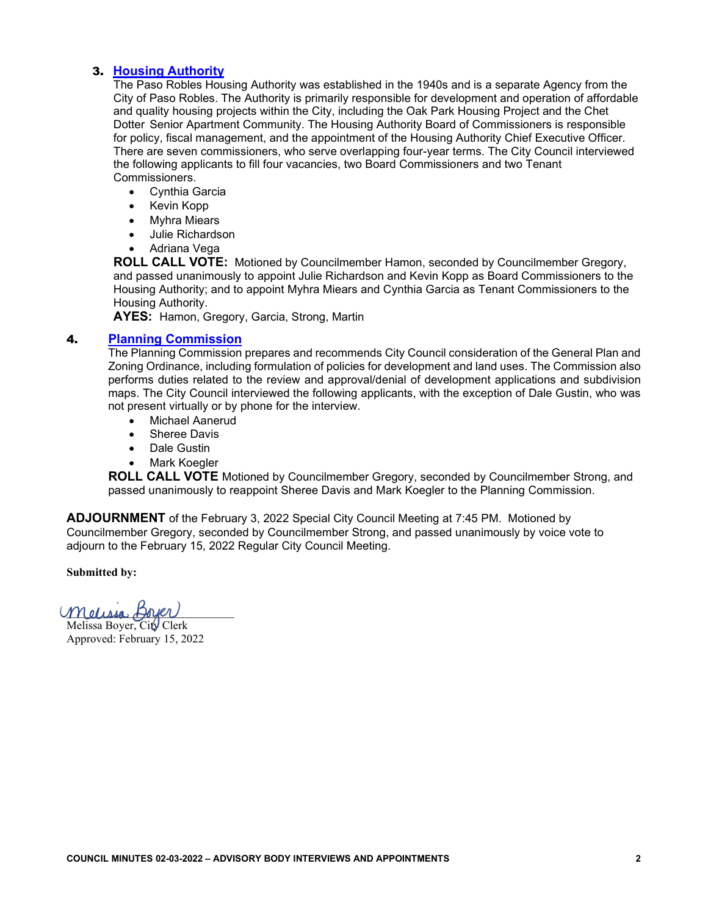3. **Housing Authority**

The Paso Robles Housing Authority was established in the 1940s and is a separate Agency from the City of Paso Robles. The Authority is primarily responsible for development and operation of affordable and quality housing projects within the City, including the Oak Park Housing Project and the Chet Dotter Senior Apartment Community. The Housing Authority Board of Commissioners is responsible for policy, fiscal management, and the appointment of the Housing Authority Chief Executive Officer. There are seven commissioners, who serve overlapping four-year terms. The City Council interviewed the following applicants to fill four vacancies, two Board Commissioners and two Tenant Commissioners.

- Cynthia Garcia
- Kevin Kopp
- Myhra Miears
- Julie Richardson
- Adriana Vega

**ROLL CALL VOTE:** Motioned by Councilmember Hamon, seconded by Councilmember Gregory, and passed unanimously to appoint Julie Richardson and Kevin Kopp as Board Commissioners to the Housing Authority; and to appoint Myhra Miears and Cynthia Garcia as Tenant Commissioners to the Housing Authority.

**AYES:** Hamon, Gregory, Garcia, Strong, Martin

4. **Planning Commission**

The Planning Commission prepares and recommends City Council consideration of the General Plan and Zoning Ordinance, including formulation of policies for development and land uses. The Commission also performs duties related to the review and approval/denial of development applications and subdivision maps. The City Council interviewed the following applicants, with the exception of Dale Gustin, who was not present virtually or by phone for the interview.

- Michael Aanerud
- Sheree Davis
- Dale Gustin
- Mark Koegler

**ROLL CALL VOTE** Motioned by Councilmember Gregory, seconded by Councilmember Strong, and passed unanimously to reappoint Sheree Davis and Mark Koegler to the Planning Commission.

**ADJOURNMENT** of the February 3, 2022 Special City Council Meeting at 7:45 PM. Motioned by Councilmember Gregory, seconded by Councilmember Strong, and passed unanimously by voice vote to adjourn to the February 15, 2022 Regular City Council Meeting.

**Submitted by:**

Melissa Boyer, City Clerk
Approved: February 15, 2022